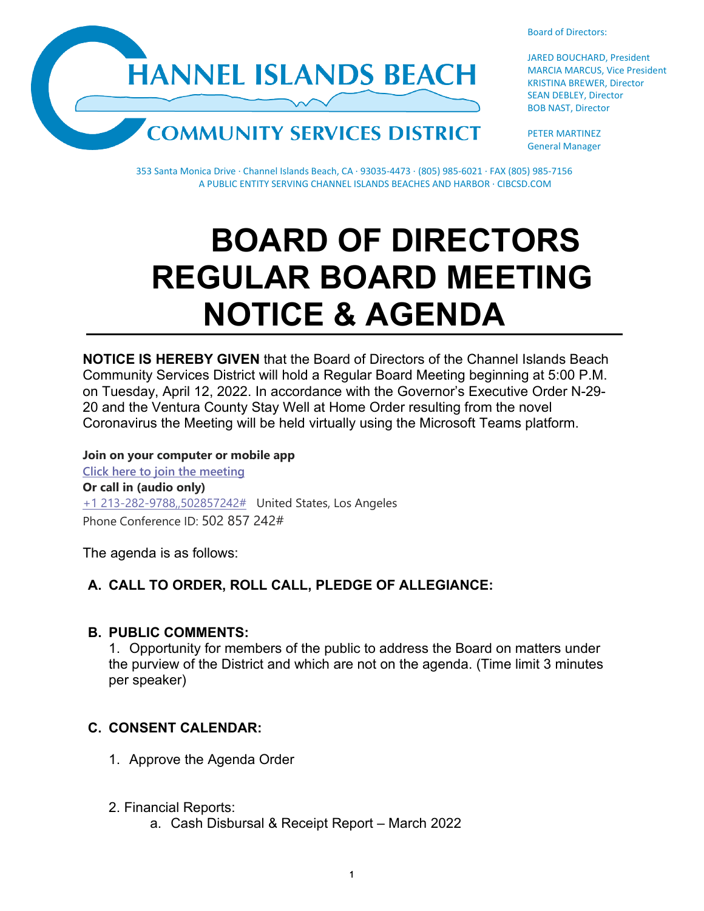# CHANNEL ISLANDS BEACH COMMUNITY SERVICES DISTRICT

Board of Directors:

JARED BOUCHARD, President
MARCIA MARCUS, Vice President
KRISTINA BREWER, Director
SEAN DEBLEY, Director
BOB NAST, Director

PETER MARTINEZ
General Manager

353 Santa Monica Drive · Channel Islands Beach, CA · 93035-4473 · (805) 985-6021 · FAX (805) 985-7156
A PUBLIC ENTITY SERVING CHANNEL ISLANDS BEACHES AND HARBOR · CIBCSD.COM

# BOARD OF DIRECTORS REGULAR BOARD MEETING NOTICE & AGENDA

**NOTICE IS HEREBY GIVEN** that the Board of Directors of the Channel Islands Beach Community Services District will hold a Regular Board Meeting beginning at 5:00 P.M. on Tuesday, April 12, 2022. In accordance with the Governor's Executive Order N-29-20 and the Ventura County Stay Well at Home Order resulting from the novel Coronavirus the Meeting will be held virtually using the Microsoft Teams platform.

**Join on your computer or mobile app**
Click here to join the meeting
**Or call in (audio only)**
+1 213-282-9788,,502857242# United States, Los Angeles
Phone Conference ID: 502 857 242#

The agenda is as follows:

## A. CALL TO ORDER, ROLL CALL, PLEDGE OF ALLEGIANCE:

## B. PUBLIC COMMENTS:

1. Opportunity for members of the public to address the Board on matters under the purview of the District and which are not on the agenda. (Time limit 3 minutes per speaker)

## C. CONSENT CALENDAR:

1. Approve the Agenda Order

2. Financial Reports:
   a. Cash Disbursal & Receipt Report – March 2022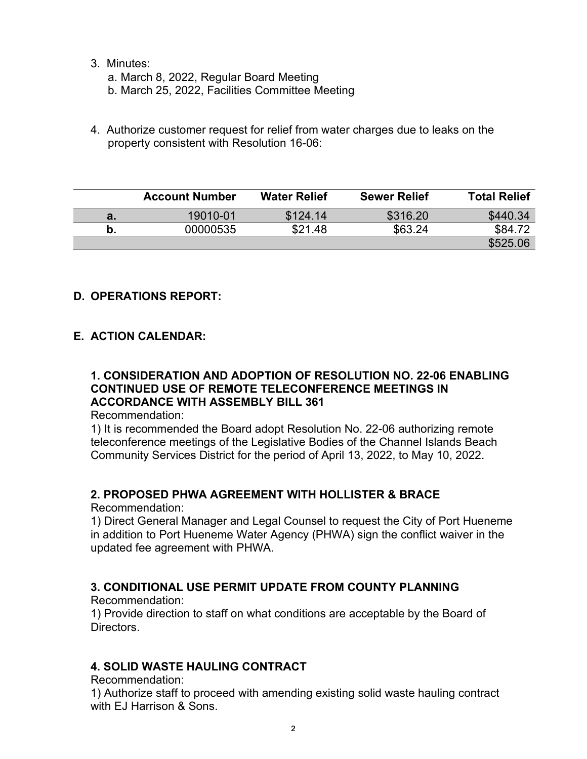3. Minutes:
    a. March 8, 2022, Regular Board Meeting
    b. March 25, 2022, Facilities Committee Meeting

4. Authorize customer request for relief from water charges due to leaks on the property consistent with Resolution 16-06:

| | Account Number | Water Relief | Sewer Relief | Total Relief |
|---|---|---|---|---|
| a. | 19010-01 | $124.14 | $316.20 | $440.34 |
| b. | 00000535 | $21.48 | $63.24 | $84.72 |
| | | | | $525.06 |

## D. OPERATIONS REPORT:

## E. ACTION CALENDAR:

### 1. CONSIDERATION AND ADOPTION OF RESOLUTION NO. 22-06 ENABLING CONTINUED USE OF REMOTE TELECONFERENCE MEETINGS IN ACCORDANCE WITH ASSEMBLY BILL 361

Recommendation:
1) It is recommended the Board adopt Resolution No. 22-06 authorizing remote teleconference meetings of the Legislative Bodies of the Channel Islands Beach Community Services District for the period of April 13, 2022, to May 10, 2022.

### 2. PROPOSED PHWA AGREEMENT WITH HOLLISTER & BRACE

Recommendation:
1) Direct General Manager and Legal Counsel to request the City of Port Hueneme in addition to Port Hueneme Water Agency (PHWA) sign the conflict waiver in the updated fee agreement with PHWA.

### 3. CONDITIONAL USE PERMIT UPDATE FROM COUNTY PLANNING

Recommendation:
1) Provide direction to staff on what conditions are acceptable by the Board of Directors.

### 4. SOLID WASTE HAULING CONTRACT

Recommendation:
1) Authorize staff to proceed with amending existing solid waste hauling contract with EJ Harrison & Sons.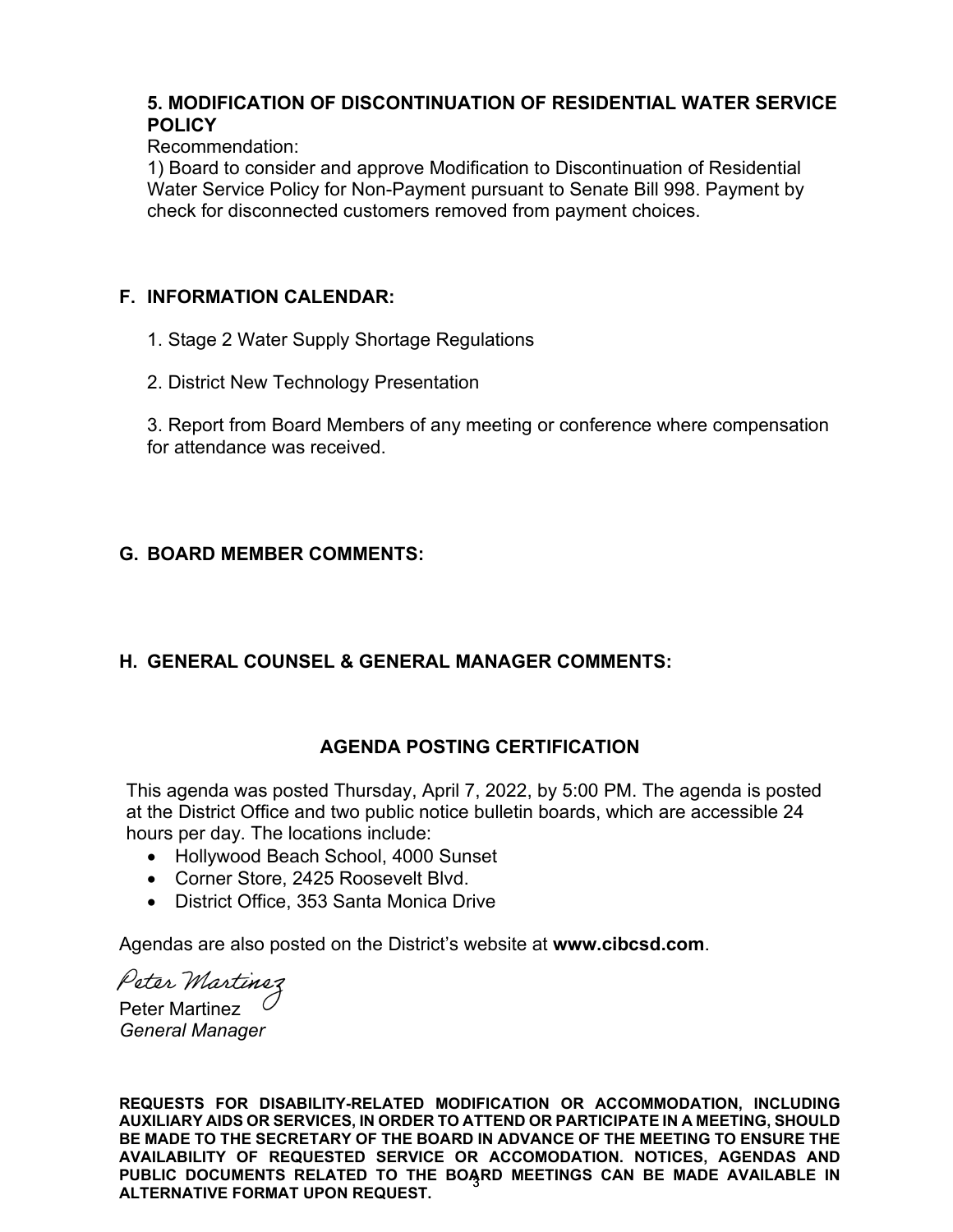**5. MODIFICATION OF DISCONTINUATION OF RESIDENTIAL WATER SERVICE POLICY**

Recommendation:

1) Board to consider and approve Modification to Discontinuation of Residential Water Service Policy for Non-Payment pursuant to Senate Bill 998. Payment by check for disconnected customers removed from payment choices.

## F. INFORMATION CALENDAR:

1. Stage 2 Water Supply Shortage Regulations

2. District New Technology Presentation

3. Report from Board Members of any meeting or conference where compensation for attendance was received.

## G. BOARD MEMBER COMMENTS:

## H. GENERAL COUNSEL & GENERAL MANAGER COMMENTS:

### AGENDA POSTING CERTIFICATION

This agenda was posted Thursday, April 7, 2022, by 5:00 PM. The agenda is posted at the District Office and two public notice bulletin boards, which are accessible 24 hours per day. The locations include:

- Hollywood Beach School, 4000 Sunset
- Corner Store, 2425 Roosevelt Blvd.
- District Office, 353 Santa Monica Drive

Agendas are also posted on the District's website at **www.cibcsd.com**.

Peter Martinez

Peter Martinez
*General Manager*

**REQUESTS FOR DISABILITY-RELATED MODIFICATION OR ACCOMMODATION, INCLUDING AUXILIARY AIDS OR SERVICES, IN ORDER TO ATTEND OR PARTICIPATE IN A MEETING, SHOULD BE MADE TO THE SECRETARY OF THE BOARD IN ADVANCE OF THE MEETING TO ENSURE THE AVAILABILITY OF REQUESTED SERVICE OR ACCOMODATION. NOTICES, AGENDAS AND PUBLIC DOCUMENTS RELATED TO THE BOARD MEETINGS CAN BE MADE AVAILABLE IN ALTERNATIVE FORMAT UPON REQUEST.**